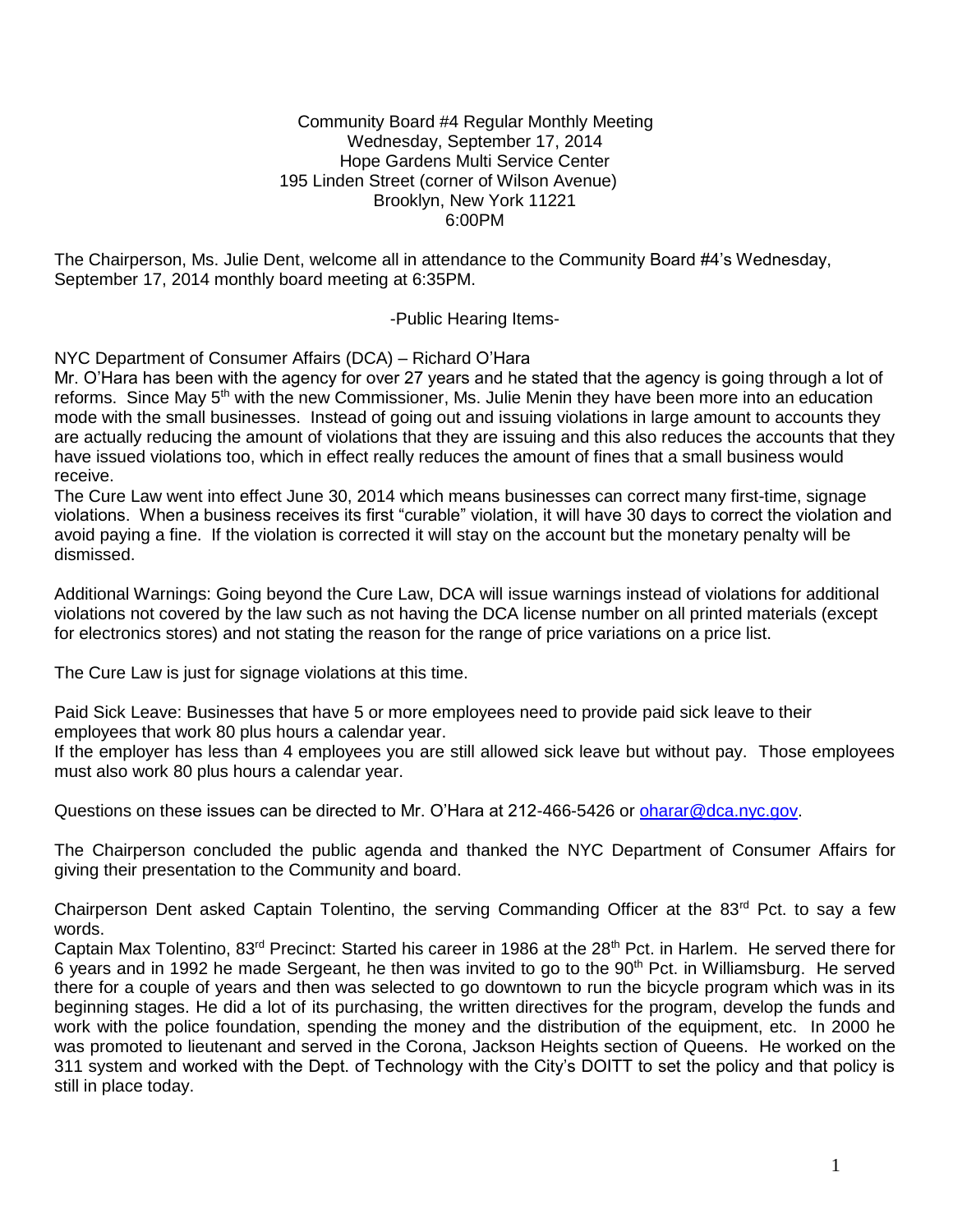Community Board #4 Regular Monthly Meeting
Wednesday, September 17, 2014
Hope Gardens Multi Service Center
195 Linden Street (corner of Wilson Avenue)
Brooklyn, New York 11221
6:00PM

The Chairperson, Ms. Julie Dent, welcome all in attendance to the Community Board #4's Wednesday, September 17, 2014 monthly board meeting at 6:35PM.

-Public Hearing Items-

NYC Department of Consumer Affairs (DCA) – Richard O'Hara
Mr. O'Hara has been with the agency for over 27 years and he stated that the agency is going through a lot of reforms. Since May 5th with the new Commissioner, Ms. Julie Menin they have been more into an education mode with the small businesses. Instead of going out and issuing violations in large amount to accounts they are actually reducing the amount of violations that they are issuing and this also reduces the accounts that they have issued violations too, which in effect really reduces the amount of fines that a small business would receive.
The Cure Law went into effect June 30, 2014 which means businesses can correct many first-time, signage violations. When a business receives its first "curable" violation, it will have 30 days to correct the violation and avoid paying a fine. If the violation is corrected it will stay on the account but the monetary penalty will be dismissed.

Additional Warnings: Going beyond the Cure Law, DCA will issue warnings instead of violations for additional violations not covered by the law such as not having the DCA license number on all printed materials (except for electronics stores) and not stating the reason for the range of price variations on a price list.

The Cure Law is just for signage violations at this time.

Paid Sick Leave: Businesses that have 5 or more employees need to provide paid sick leave to their employees that work 80 plus hours a calendar year.
If the employer has less than 4 employees you are still allowed sick leave but without pay. Those employees must also work 80 plus hours a calendar year.

Questions on these issues can be directed to Mr. O'Hara at 212-466-5426 or oharar@dca.nyc.gov.

The Chairperson concluded the public agenda and thanked the NYC Department of Consumer Affairs for giving their presentation to the Community and board.

Chairperson Dent asked Captain Tolentino, the serving Commanding Officer at the 83rd Pct. to say a few words.
Captain Max Tolentino, 83rd Precinct: Started his career in 1986 at the 28th Pct. in Harlem. He served there for 6 years and in 1992 he made Sergeant, he then was invited to go to the 90th Pct. in Williamsburg. He served there for a couple of years and then was selected to go downtown to run the bicycle program which was in its beginning stages. He did a lot of its purchasing, the written directives for the program, develop the funds and work with the police foundation, spending the money and the distribution of the equipment, etc. In 2000 he was promoted to lieutenant and served in the Corona, Jackson Heights section of Queens. He worked on the 311 system and worked with the Dept. of Technology with the City's DOITT to set the policy and that policy is still in place today.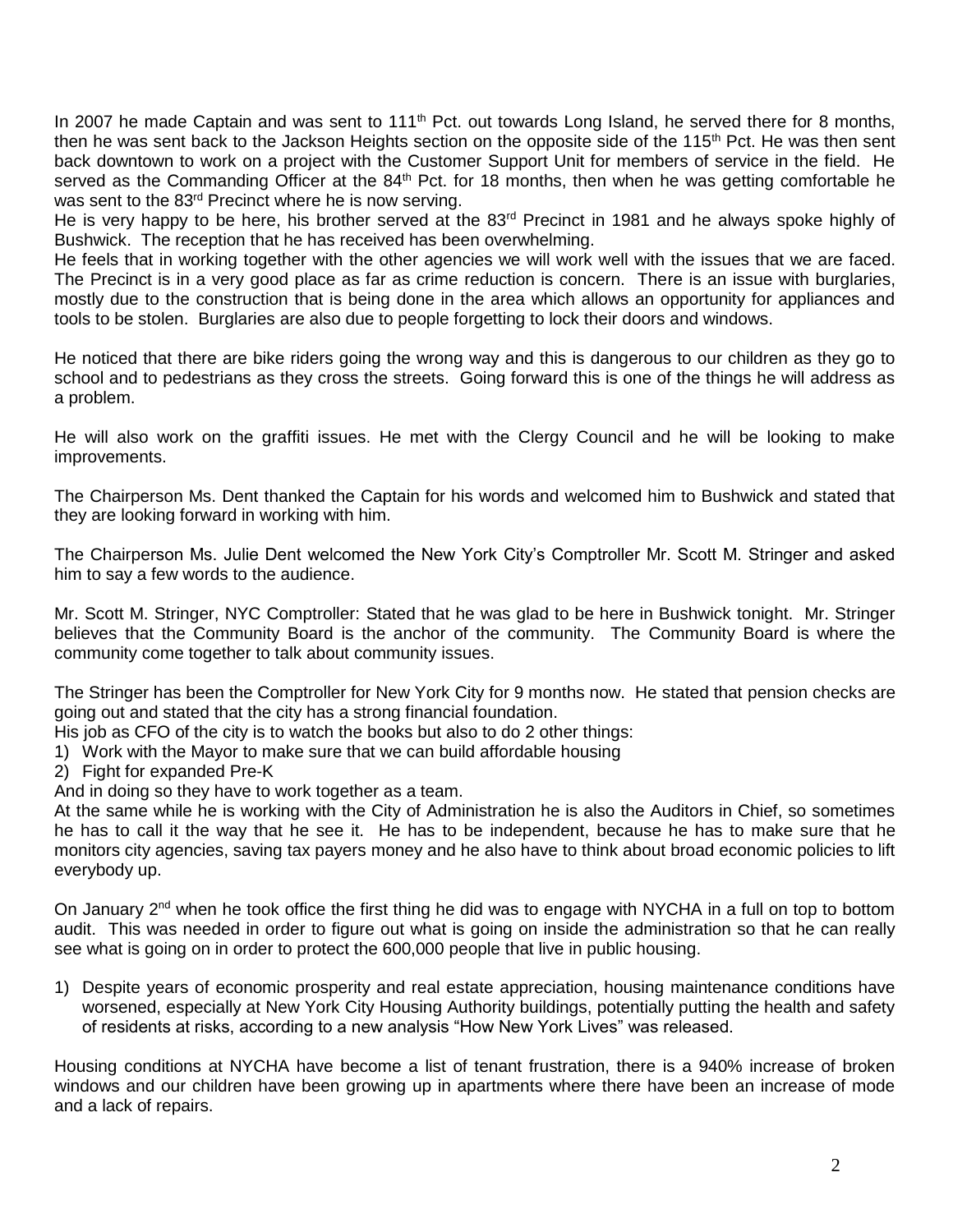In 2007 he made Captain and was sent to 111th Pct. out towards Long Island, he served there for 8 months, then he was sent back to the Jackson Heights section on the opposite side of the 115th Pct. He was then sent back downtown to work on a project with the Customer Support Unit for members of service in the field. He served as the Commanding Officer at the 84th Pct. for 18 months, then when he was getting comfortable he was sent to the 83rd Precinct where he is now serving.

He is very happy to be here, his brother served at the 83rd Precinct in 1981 and he always spoke highly of Bushwick. The reception that he has received has been overwhelming.

He feels that in working together with the other agencies we will work well with the issues that we are faced. The Precinct is in a very good place as far as crime reduction is concern. There is an issue with burglaries, mostly due to the construction that is being done in the area which allows an opportunity for appliances and tools to be stolen. Burglaries are also due to people forgetting to lock their doors and windows.

He noticed that there are bike riders going the wrong way and this is dangerous to our children as they go to school and to pedestrians as they cross the streets. Going forward this is one of the things he will address as a problem.

He will also work on the graffiti issues. He met with the Clergy Council and he will be looking to make improvements.

The Chairperson Ms. Dent thanked the Captain for his words and welcomed him to Bushwick and stated that they are looking forward in working with him.

The Chairperson Ms. Julie Dent welcomed the New York City's Comptroller Mr. Scott M. Stringer and asked him to say a few words to the audience.

Mr. Scott M. Stringer, NYC Comptroller: Stated that he was glad to be here in Bushwick tonight. Mr. Stringer believes that the Community Board is the anchor of the community. The Community Board is where the community come together to talk about community issues.

The Stringer has been the Comptroller for New York City for 9 months now. He stated that pension checks are going out and stated that the city has a strong financial foundation.

His job as CFO of the city is to watch the books but also to do 2 other things:

1) Work with the Mayor to make sure that we can build affordable housing
2) Fight for expanded Pre-K

And in doing so they have to work together as a team.

At the same while he is working with the City of Administration he is also the Auditors in Chief, so sometimes he has to call it the way that he see it. He has to be independent, because he has to make sure that he monitors city agencies, saving tax payers money and he also have to think about broad economic policies to lift everybody up.

On January 2nd when he took office the first thing he did was to engage with NYCHA in a full on top to bottom audit. This was needed in order to figure out what is going on inside the administration so that he can really see what is going on in order to protect the 600,000 people that live in public housing.

1) Despite years of economic prosperity and real estate appreciation, housing maintenance conditions have worsened, especially at New York City Housing Authority buildings, potentially putting the health and safety of residents at risks, according to a new analysis "How New York Lives" was released.

Housing conditions at NYCHA have become a list of tenant frustration, there is a 940% increase of broken windows and our children have been growing up in apartments where there have been an increase of mode and a lack of repairs.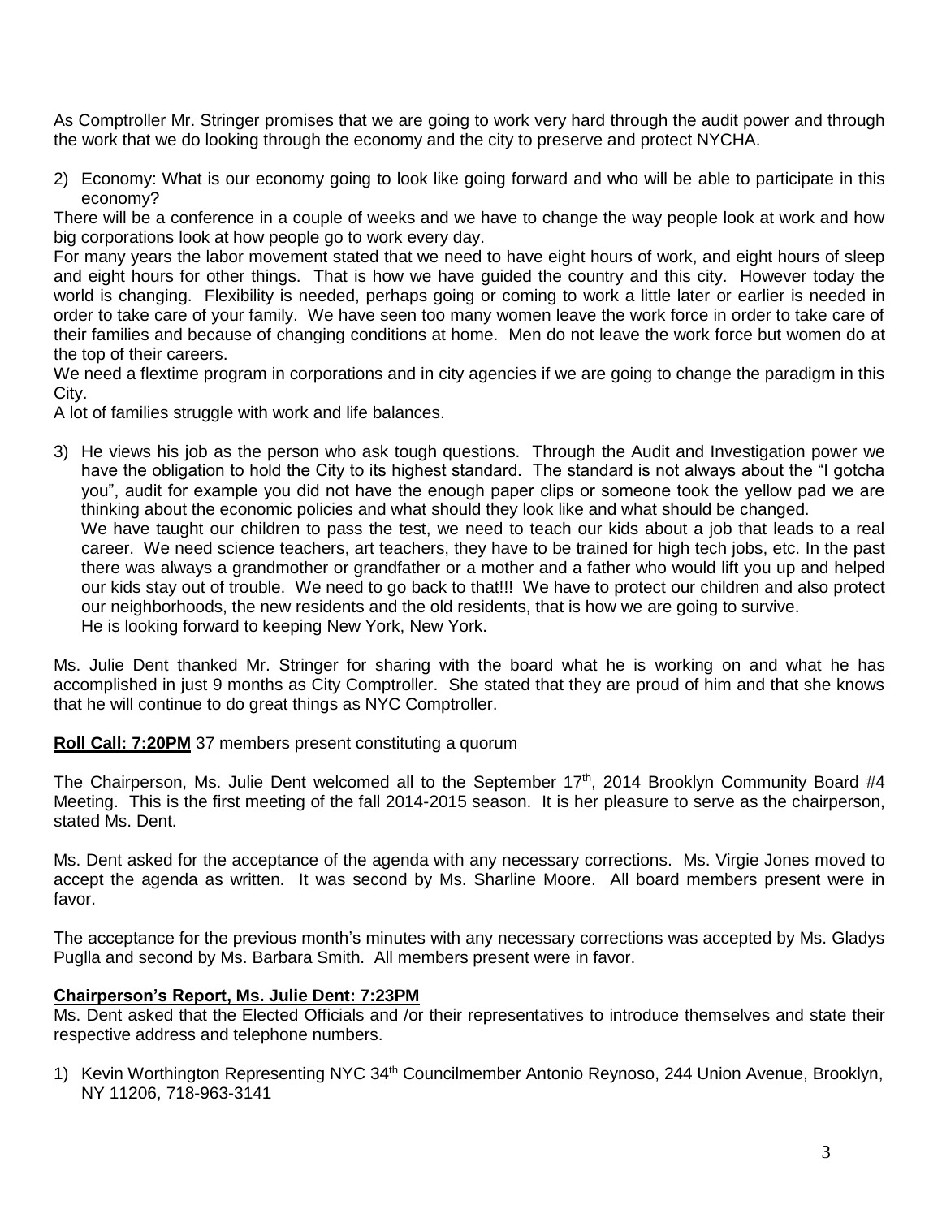As Comptroller Mr. Stringer promises that we are going to work very hard through the audit power and through the work that we do looking through the economy and the city to preserve and protect NYCHA.

2) Economy: What is our economy going to look like going forward and who will be able to participate in this economy?

There will be a conference in a couple of weeks and we have to change the way people look at work and how big corporations look at how people go to work every day.

For many years the labor movement stated that we need to have eight hours of work, and eight hours of sleep and eight hours for other things. That is how we have guided the country and this city. However today the world is changing. Flexibility is needed, perhaps going or coming to work a little later or earlier is needed in order to take care of your family. We have seen too many women leave the work force in order to take care of their families and because of changing conditions at home. Men do not leave the work force but women do at the top of their careers.

We need a flextime program in corporations and in city agencies if we are going to change the paradigm in this City.

A lot of families struggle with work and life balances.

3) He views his job as the person who ask tough questions. Through the Audit and Investigation power we have the obligation to hold the City to its highest standard. The standard is not always about the "I gotcha you", audit for example you did not have the enough paper clips or someone took the yellow pad we are thinking about the economic policies and what should they look like and what should be changed.

   We have taught our children to pass the test, we need to teach our kids about a job that leads to a real career. We need science teachers, art teachers, they have to be trained for high tech jobs, etc. In the past there was always a grandmother or grandfather or a mother and a father who would lift you up and helped our kids stay out of trouble. We need to go back to that!!! We have to protect our children and also protect our neighborhoods, the new residents and the old residents, that is how we are going to survive.

   He is looking forward to keeping New York, New York.

Ms. Julie Dent thanked Mr. Stringer for sharing with the board what he is working on and what he has accomplished in just 9 months as City Comptroller. She stated that they are proud of him and that she knows that he will continue to do great things as NYC Comptroller.

**Roll Call: 7:20PM** 37 members present constituting a quorum

The Chairperson, Ms. Julie Dent welcomed all to the September 17th, 2014 Brooklyn Community Board #4 Meeting. This is the first meeting of the fall 2014-2015 season. It is her pleasure to serve as the chairperson, stated Ms. Dent.

Ms. Dent asked for the acceptance of the agenda with any necessary corrections. Ms. Virgie Jones moved to accept the agenda as written. It was second by Ms. Sharline Moore. All board members present were in favor.

The acceptance for the previous month's minutes with any necessary corrections was accepted by Ms. Gladys Puglla and second by Ms. Barbara Smith. All members present were in favor.

**Chairperson's Report, Ms. Julie Dent: 7:23PM**

Ms. Dent asked that the Elected Officials and /or their representatives to introduce themselves and state their respective address and telephone numbers.

1) Kevin Worthington Representing NYC 34th Councilmember Antonio Reynoso, 244 Union Avenue, Brooklyn, NY 11206, 718-963-3141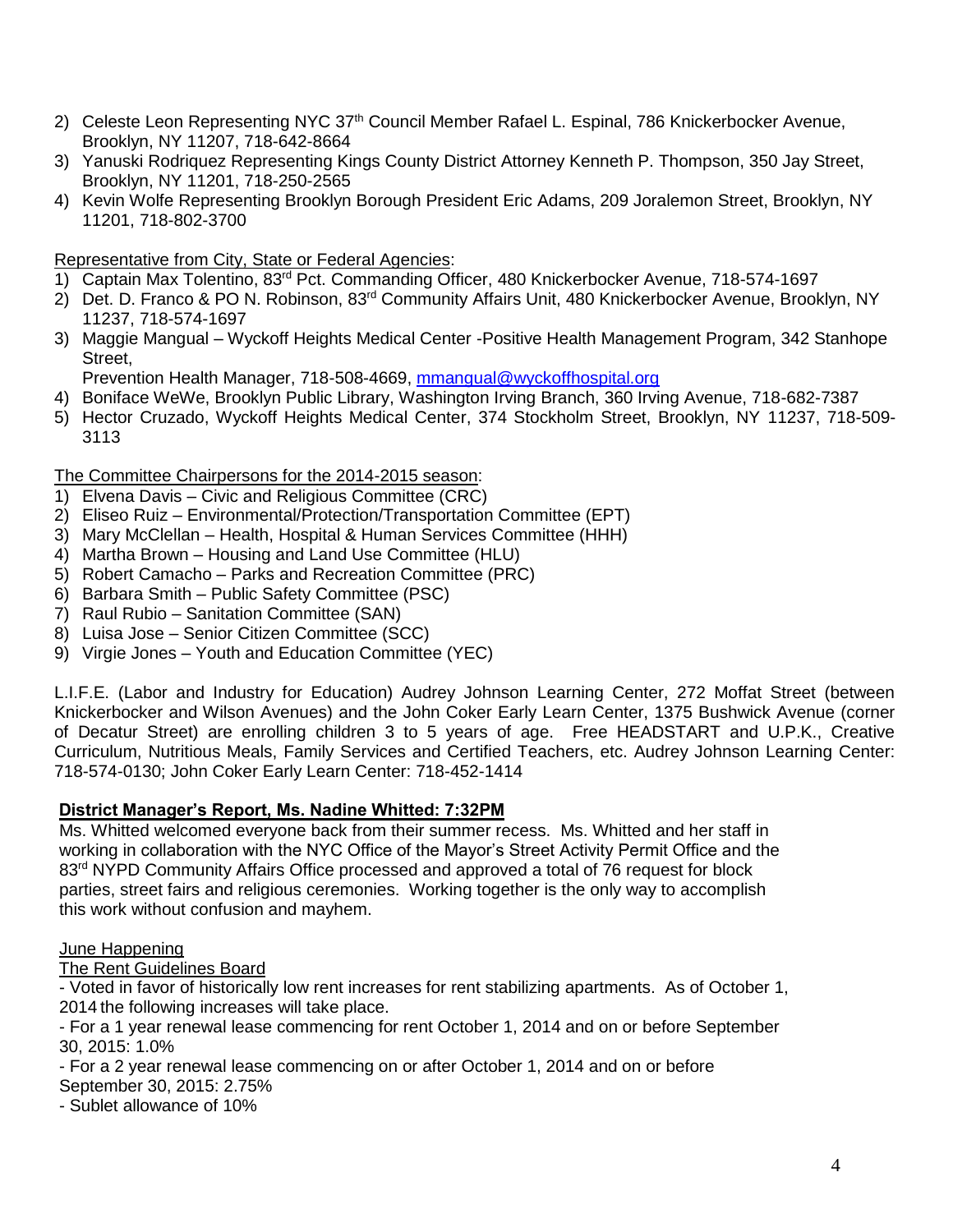2) Celeste Leon Representing NYC 37th Council Member Rafael L. Espinal, 786 Knickerbocker Avenue, Brooklyn, NY 11207, 718-642-8664
3) Yanuski Rodriquez Representing Kings County District Attorney Kenneth P. Thompson, 350 Jay Street, Brooklyn, NY 11201, 718-250-2565
4) Kevin Wolfe Representing Brooklyn Borough President Eric Adams, 209 Joralemon Street, Brooklyn, NY 11201, 718-802-3700

Representative from City, State or Federal Agencies:

1) Captain Max Tolentino, 83rd Pct. Commanding Officer, 480 Knickerbocker Avenue, 718-574-1697
2) Det. D. Franco & PO N. Robinson, 83rd Community Affairs Unit, 480 Knickerbocker Avenue, Brooklyn, NY 11237, 718-574-1697
3) Maggie Mangual – Wyckoff Heights Medical Center -Positive Health Management Program, 342 Stanhope Street,
   Prevention Health Manager, 718-508-4669, mmangual@wyckoffhospital.org
4) Boniface WeWe, Brooklyn Public Library, Washington Irving Branch, 360 Irving Avenue, 718-682-7387
5) Hector Cruzado, Wyckoff Heights Medical Center, 374 Stockholm Street, Brooklyn, NY 11237, 718-509-3113

The Committee Chairpersons for the 2014-2015 season:

1) Elvena Davis – Civic and Religious Committee (CRC)
2) Eliseo Ruiz – Environmental/Protection/Transportation Committee (EPT)
3) Mary McClellan – Health, Hospital & Human Services Committee (HHH)
4) Martha Brown – Housing and Land Use Committee (HLU)
5) Robert Camacho – Parks and Recreation Committee (PRC)
6) Barbara Smith – Public Safety Committee (PSC)
7) Raul Rubio – Sanitation Committee (SAN)
8) Luisa Jose – Senior Citizen Committee (SCC)
9) Virgie Jones – Youth and Education Committee (YEC)

L.I.F.E. (Labor and Industry for Education) Audrey Johnson Learning Center, 272 Moffat Street (between Knickerbocker and Wilson Avenues) and the John Coker Early Learn Center, 1375 Bushwick Avenue (corner of Decatur Street) are enrolling children 3 to 5 years of age. Free HEADSTART and U.P.K., Creative Curriculum, Nutritious Meals, Family Services and Certified Teachers, etc. Audrey Johnson Learning Center: 718-574-0130; John Coker Early Learn Center: 718-452-1414

**District Manager's Report, Ms. Nadine Whitted: 7:32PM**

Ms. Whitted welcomed everyone back from their summer recess. Ms. Whitted and her staff in working in collaboration with the NYC Office of the Mayor's Street Activity Permit Office and the 83rd NYPD Community Affairs Office processed and approved a total of 76 request for block parties, street fairs and religious ceremonies. Working together is the only way to accomplish this work without confusion and mayhem.

June Happening

The Rent Guidelines Board

- Voted in favor of historically low rent increases for rent stabilizing apartments. As of October 1, 2014 the following increases will take place.
- For a 1 year renewal lease commencing for rent October 1, 2014 and on or before September 30, 2015: 1.0%
- For a 2 year renewal lease commencing on or after October 1, 2014 and on or before September 30, 2015: 2.75%
- Sublet allowance of 10%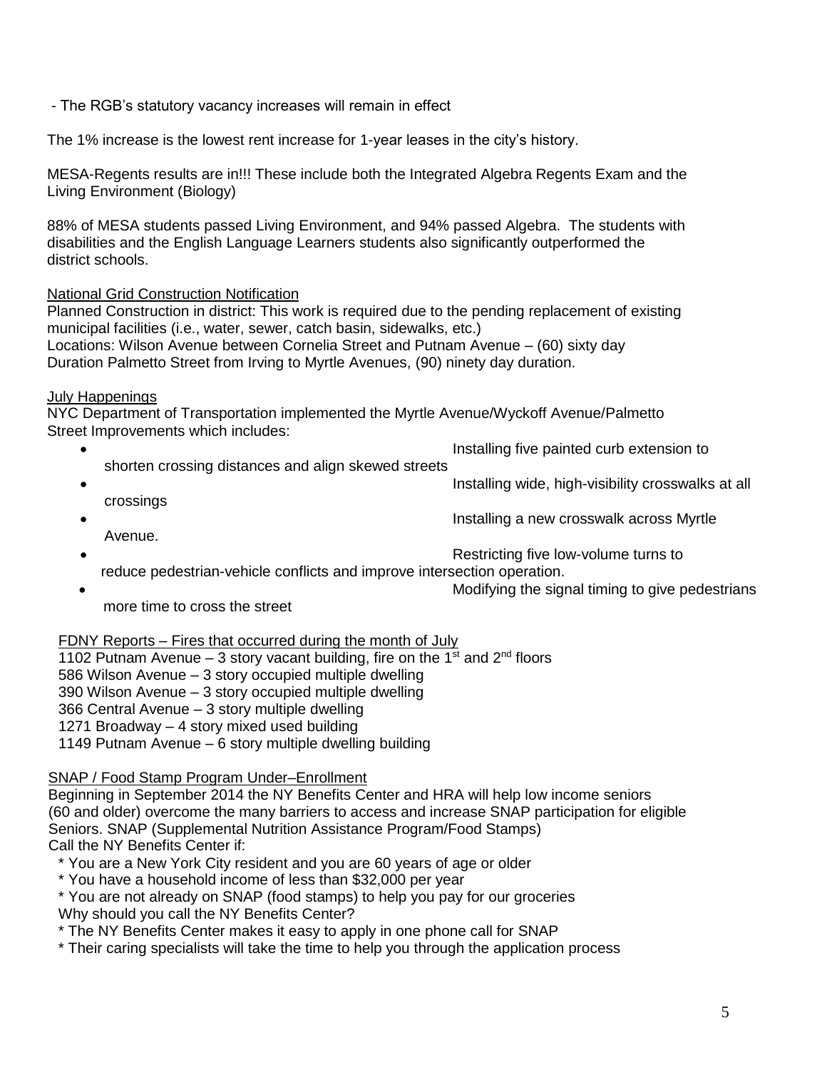- The RGB's statutory vacancy increases will remain in effect

The 1% increase is the lowest rent increase for 1-year leases in the city's history.

MESA-Regents results are in!!! These include both the Integrated Algebra Regents Exam and the Living Environment (Biology)

88% of MESA students passed Living Environment, and 94% passed Algebra. The students with disabilities and the English Language Learners students also significantly outperformed the district schools.

<u>National Grid Construction Notification</u>

Planned Construction in district: This work is required due to the pending replacement of existing municipal facilities (i.e., water, sewer, catch basin, sidewalks, etc.)
Locations: Wilson Avenue between Cornelia Street and Putnam Avenue – (60) sixty day Duration Palmetto Street from Irving to Myrtle Avenues, (90) ninety day duration.

<u>July Happenings</u>

NYC Department of Transportation implemented the Myrtle Avenue/Wyckoff Avenue/Palmetto Street Improvements which includes:

- Installing five painted curb extension to shorten crossing distances and align skewed streets
- Installing wide, high-visibility crosswalks at all crossings
- Installing a new crosswalk across Myrtle Avenue.
- Restricting five low-volume turns to reduce pedestrian-vehicle conflicts and improve intersection operation.
- Modifying the signal timing to give pedestrians more time to cross the street

<u>FDNY Reports – Fires that occurred during the month of July</u>

1102 Putnam Avenue – 3 story vacant building, fire on the 1st and 2nd floors
586 Wilson Avenue – 3 story occupied multiple dwelling
390 Wilson Avenue – 3 story occupied multiple dwelling
366 Central Avenue – 3 story multiple dwelling
1271 Broadway – 4 story mixed used building
1149 Putnam Avenue – 6 story multiple dwelling building

<u>SNAP / Food Stamp Program Under–Enrollment</u>

Beginning in September 2014 the NY Benefits Center and HRA will help low income seniors (60 and older) overcome the many barriers to access and increase SNAP participation for eligible Seniors. SNAP (Supplemental Nutrition Assistance Program/Food Stamps)
Call the NY Benefits Center if:

* You are a New York City resident and you are 60 years of age or older
* You have a household income of less than $32,000 per year
* You are not already on SNAP (food stamps) to help you pay for our groceries

Why should you call the NY Benefits Center?

* The NY Benefits Center makes it easy to apply in one phone call for SNAP
* Their caring specialists will take the time to help you through the application process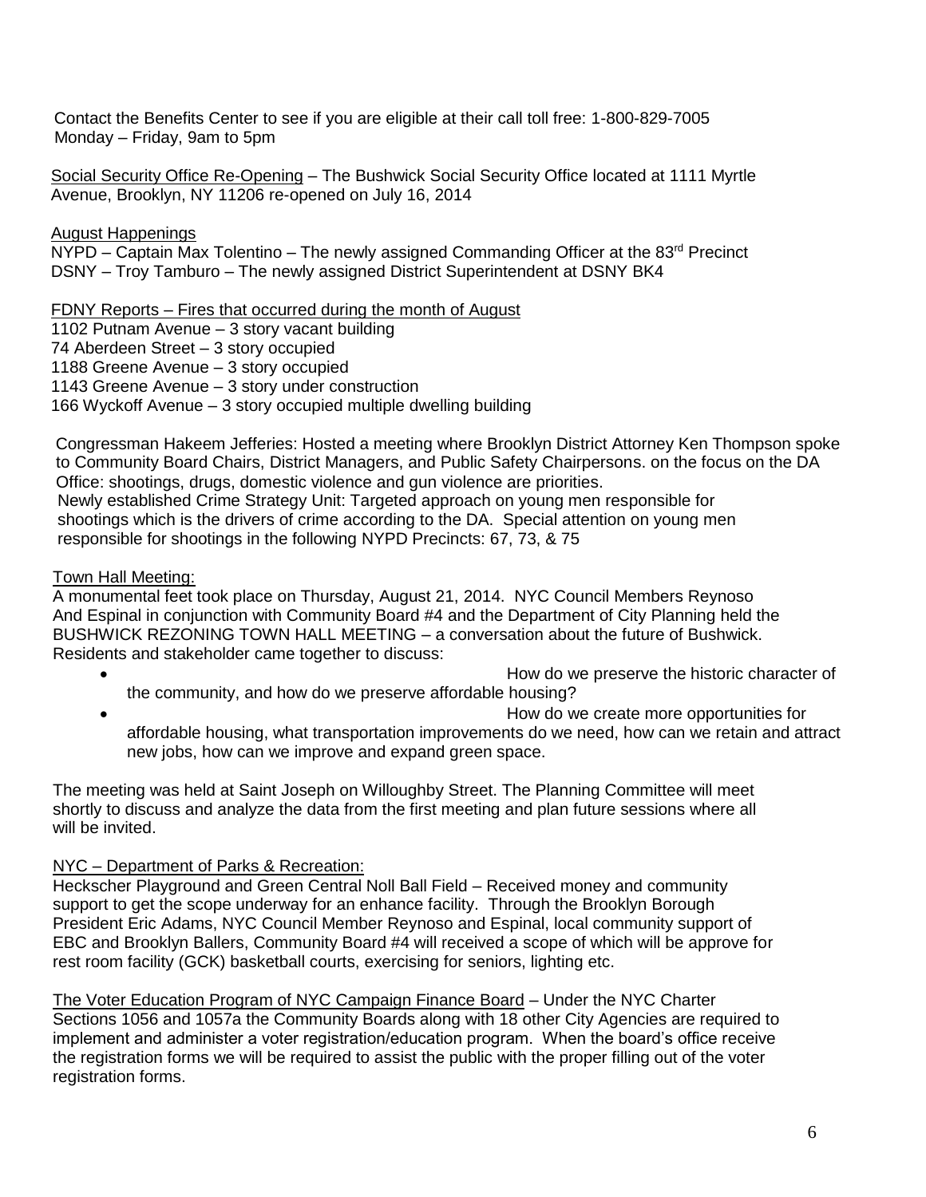Contact the Benefits Center to see if you are eligible at their call toll free: 1-800-829-7005
Monday – Friday, 9am to 5pm

Social Security Office Re-Opening – The Bushwick Social Security Office located at 1111 Myrtle Avenue, Brooklyn, NY 11206 re-opened on July 16, 2014

August Happenings
NYPD – Captain Max Tolentino – The newly assigned Commanding Officer at the 83rd Precinct
DSNY – Troy Tamburo – The newly assigned District Superintendent at DSNY BK4

FDNY Reports – Fires that occurred during the month of August
1102 Putnam Avenue – 3 story vacant building
74 Aberdeen Street – 3 story occupied
1188 Greene Avenue – 3 story occupied
1143 Greene Avenue – 3 story under construction
166 Wyckoff Avenue – 3 story occupied multiple dwelling building

Congressman Hakeem Jefferies: Hosted a meeting where Brooklyn District Attorney Ken Thompson spoke to Community Board Chairs, District Managers, and Public Safety Chairpersons. on the focus on the DA Office: shootings, drugs, domestic violence and gun violence are priorities.
Newly established Crime Strategy Unit: Targeted approach on young men responsible for shootings which is the drivers of crime according to the DA. Special attention on young men responsible for shootings in the following NYPD Precincts: 67, 73, & 75

Town Hall Meeting:
A monumental feet took place on Thursday, August 21, 2014. NYC Council Members Reynoso And Espinal in conjunction with Community Board #4 and the Department of City Planning held the BUSHWICK REZONING TOWN HALL MEETING – a conversation about the future of Bushwick. Residents and stakeholder came together to discuss:

- How do we preserve the historic character of the community, and how do we preserve affordable housing?
- How do we create more opportunities for affordable housing, what transportation improvements do we need, how can we retain and attract new jobs, how can we improve and expand green space.

The meeting was held at Saint Joseph on Willoughby Street. The Planning Committee will meet shortly to discuss and analyze the data from the first meeting and plan future sessions where all will be invited.

NYC – Department of Parks & Recreation:
Heckscher Playground and Green Central Noll Ball Field – Received money and community support to get the scope underway for an enhance facility. Through the Brooklyn Borough President Eric Adams, NYC Council Member Reynoso and Espinal, local community support of EBC and Brooklyn Ballers, Community Board #4 will received a scope of which will be approve for rest room facility (GCK) basketball courts, exercising for seniors, lighting etc.

The Voter Education Program of NYC Campaign Finance Board – Under the NYC Charter Sections 1056 and 1057a the Community Boards along with 18 other City Agencies are required to implement and administer a voter registration/education program. When the board's office receive the registration forms we will be required to assist the public with the proper filling out of the voter registration forms.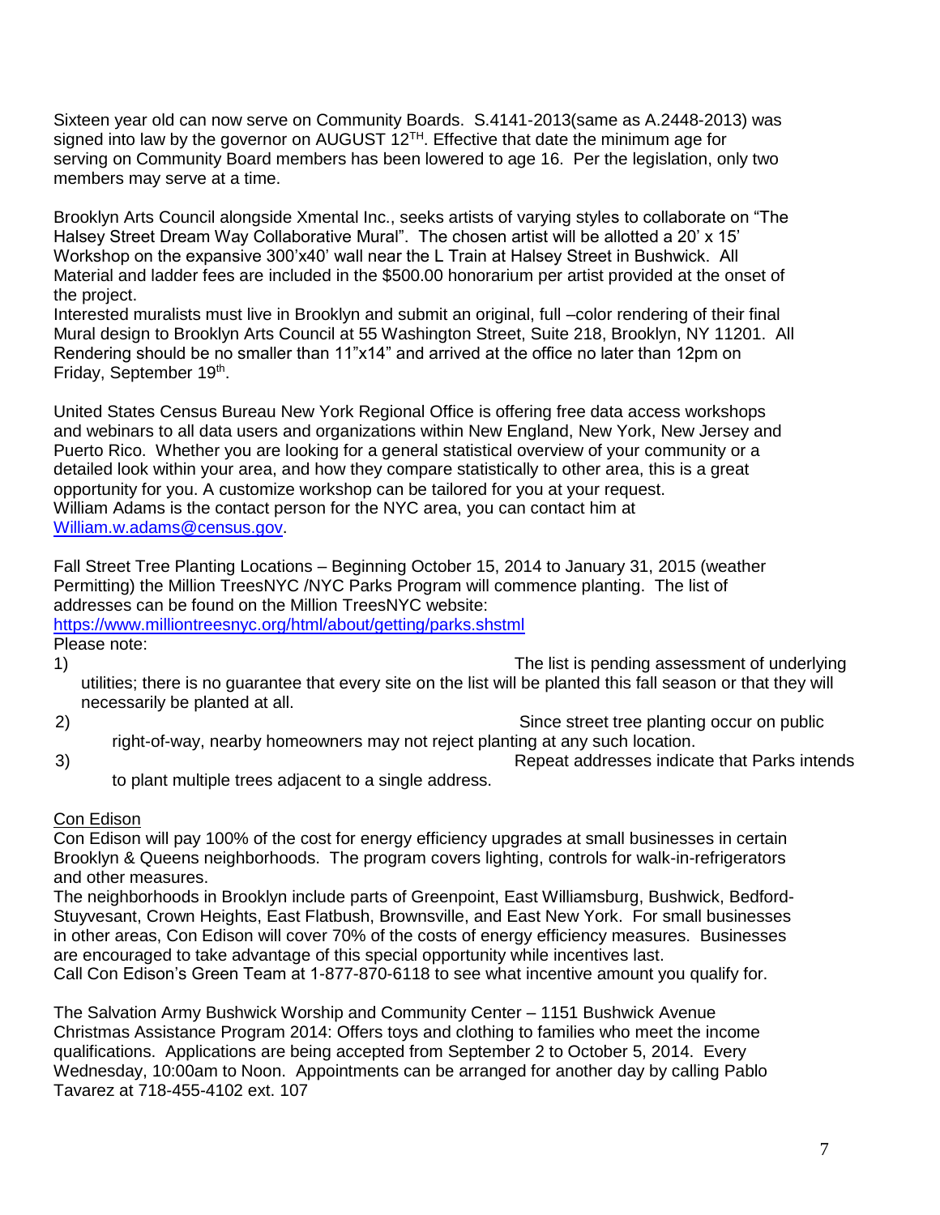Sixteen year old can now serve on Community Boards. S.4141-2013(same as A.2448-2013) was signed into law by the governor on AUGUST 12TH. Effective that date the minimum age for serving on Community Board members has been lowered to age 16. Per the legislation, only two members may serve at a time.

Brooklyn Arts Council alongside Xmental Inc., seeks artists of varying styles to collaborate on "The Halsey Street Dream Way Collaborative Mural". The chosen artist will be allotted a 20' x 15' Workshop on the expansive 300'x40' wall near the L Train at Halsey Street in Bushwick. All Material and ladder fees are included in the $500.00 honorarium per artist provided at the onset of the project.
Interested muralists must live in Brooklyn and submit an original, full –color rendering of their final Mural design to Brooklyn Arts Council at 55 Washington Street, Suite 218, Brooklyn, NY 11201. All Rendering should be no smaller than 11"x14" and arrived at the office no later than 12pm on Friday, September 19th.

United States Census Bureau New York Regional Office is offering free data access workshops and webinars to all data users and organizations within New England, New York, New Jersey and Puerto Rico. Whether you are looking for a general statistical overview of your community or a detailed look within your area, and how they compare statistically to other area, this is a great opportunity for you. A customize workshop can be tailored for you at your request.
William Adams is the contact person for the NYC area, you can contact him at [William.w.adams@census.gov](mailto:William.w.adams@census.gov).

Fall Street Tree Planting Locations – Beginning October 15, 2014 to January 31, 2015 (weather Permitting) the Million TreesNYC /NYC Parks Program will commence planting. The list of addresses can be found on the Million TreesNYC website:
[https://www.milliontreesnyc.org/html/about/getting/parks.shstml](https://www.milliontreesnyc.org/html/about/getting/parks.shstml)
Please note:

1) The list is pending assessment of underlying utilities; there is no guarantee that every site on the list will be planted this fall season or that they will necessarily be planted at all.
2) Since street tree planting occur on public right-of-way, nearby homeowners may not reject planting at any such location.
3) Repeat addresses indicate that Parks intends to plant multiple trees adjacent to a single address.

Con Edison

Con Edison will pay 100% of the cost for energy efficiency upgrades at small businesses in certain Brooklyn & Queens neighborhoods. The program covers lighting, controls for walk-in-refrigerators and other measures.
The neighborhoods in Brooklyn include parts of Greenpoint, East Williamsburg, Bushwick, Bedford-Stuyvesant, Crown Heights, East Flatbush, Brownsville, and East New York. For small businesses in other areas, Con Edison will cover 70% of the costs of energy efficiency measures. Businesses are encouraged to take advantage of this special opportunity while incentives last.
Call Con Edison's Green Team at 1-877-870-6118 to see what incentive amount you qualify for.

The Salvation Army Bushwick Worship and Community Center – 1151 Bushwick Avenue
Christmas Assistance Program 2014: Offers toys and clothing to families who meet the income qualifications. Applications are being accepted from September 2 to October 5, 2014. Every Wednesday, 10:00am to Noon. Appointments can be arranged for another day by calling Pablo Tavarez at 718-455-4102 ext. 107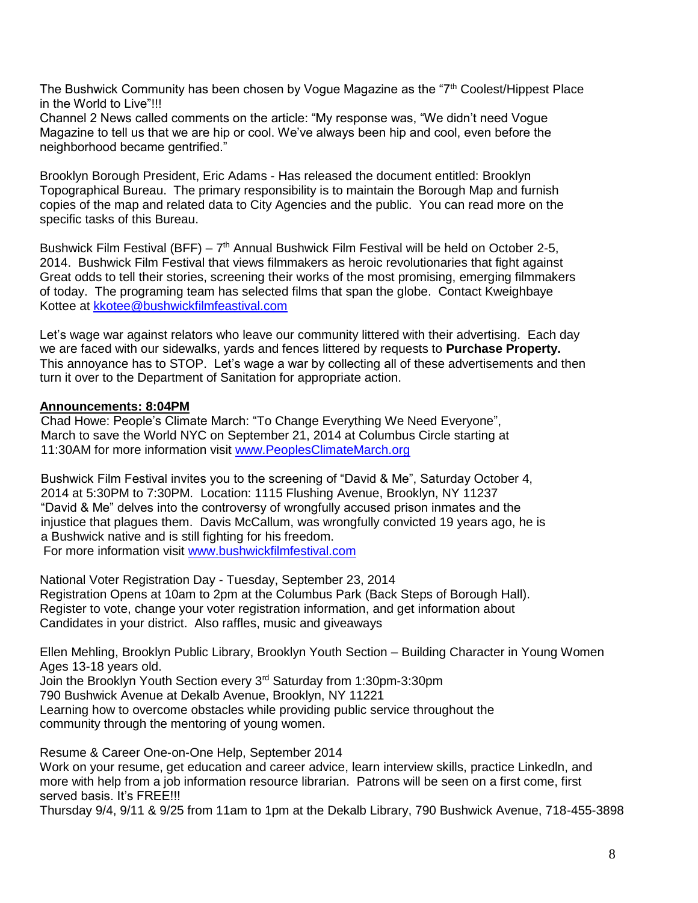The Bushwick Community has been chosen by Vogue Magazine as the "7th Coolest/Hippest Place in the World to Live"!!!
Channel 2 News called comments on the article: "My response was, "We didn't need Vogue Magazine to tell us that we are hip or cool. We've always been hip and cool, even before the neighborhood became gentrified."

Brooklyn Borough President, Eric Adams - Has released the document entitled: Brooklyn Topographical Bureau. The primary responsibility is to maintain the Borough Map and furnish copies of the map and related data to City Agencies and the public. You can read more on the specific tasks of this Bureau.

Bushwick Film Festival (BFF) – 7th Annual Bushwick Film Festival will be held on October 2-5, 2014. Bushwick Film Festival that views filmmakers as heroic revolutionaries that fight against Great odds to tell their stories, screening their works of the most promising, emerging filmmakers of today. The programing team has selected films that span the globe. Contact Kweighbaye Kottee at kkotee@bushwickfilmfeastival.com

Let's wage war against relators who leave our community littered with their advertising. Each day we are faced with our sidewalks, yards and fences littered by requests to **Purchase Property.** This annoyance has to STOP. Let's wage a war by collecting all of these advertisements and then turn it over to the Department of Sanitation for appropriate action.

**Announcements: 8:04PM**

Chad Howe: People's Climate March: "To Change Everything We Need Everyone", March to save the World NYC on September 21, 2014 at Columbus Circle starting at 11:30AM for more information visit www.PeoplesClimateMarch.org

Bushwick Film Festival invites you to the screening of "David & Me", Saturday October 4, 2014 at 5:30PM to 7:30PM. Location: 1115 Flushing Avenue, Brooklyn, NY 11237
"David & Me" delves into the controversy of wrongfully accused prison inmates and the injustice that plagues them. Davis McCallum, was wrongfully convicted 19 years ago, he is a Bushwick native and is still fighting for his freedom.
For more information visit www.bushwickfilmfestival.com

National Voter Registration Day - Tuesday, September 23, 2014
Registration Opens at 10am to 2pm at the Columbus Park (Back Steps of Borough Hall).
Register to vote, change your voter registration information, and get information about Candidates in your district. Also raffles, music and giveaways

Ellen Mehling, Brooklyn Public Library, Brooklyn Youth Section – Building Character in Young Women Ages 13-18 years old.
Join the Brooklyn Youth Section every 3rd Saturday from 1:30pm-3:30pm
790 Bushwick Avenue at Dekalb Avenue, Brooklyn, NY 11221
Learning how to overcome obstacles while providing public service throughout the community through the mentoring of young women.

Resume & Career One-on-One Help, September 2014
Work on your resume, get education and career advice, learn interview skills, practice Linkedln, and more with help from a job information resource librarian. Patrons will be seen on a first come, first served basis. It's FREE!!!
Thursday 9/4, 9/11 & 9/25 from 11am to 1pm at the Dekalb Library, 790 Bushwick Avenue, 718-455-3898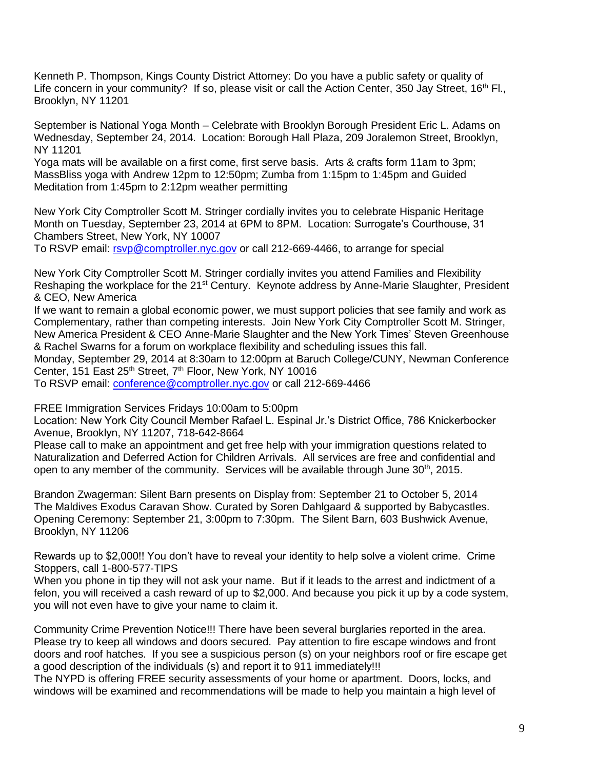Kenneth P. Thompson, Kings County District Attorney: Do you have a public safety or quality of Life concern in your community? If so, please visit or call the Action Center, 350 Jay Street, 16th Fl., Brooklyn, NY 11201

September is National Yoga Month – Celebrate with Brooklyn Borough President Eric L. Adams on Wednesday, September 24, 2014. Location: Borough Hall Plaza, 209 Joralemon Street, Brooklyn, NY 11201
Yoga mats will be available on a first come, first serve basis. Arts & crafts form 11am to 3pm; MassBliss yoga with Andrew 12pm to 12:50pm; Zumba from 1:15pm to 1:45pm and Guided Meditation from 1:45pm to 2:12pm weather permitting

New York City Comptroller Scott M. Stringer cordially invites you to celebrate Hispanic Heritage Month on Tuesday, September 23, 2014 at 6PM to 8PM. Location: Surrogate's Courthouse, 31 Chambers Street, New York, NY 10007
To RSVP email: rsvp@comptroller.nyc.gov or call 212-669-4466, to arrange for special

New York City Comptroller Scott M. Stringer cordially invites you attend Families and Flexibility Reshaping the workplace for the 21st Century. Keynote address by Anne-Marie Slaughter, President & CEO, New America
If we want to remain a global economic power, we must support policies that see family and work as Complementary, rather than competing interests. Join New York City Comptroller Scott M. Stringer, New America President & CEO Anne-Marie Slaughter and the New York Times' Steven Greenhouse & Rachel Swarns for a forum on workplace flexibility and scheduling issues this fall.
Monday, September 29, 2014 at 8:30am to 12:00pm at Baruch College/CUNY, Newman Conference Center, 151 East 25th Street, 7th Floor, New York, NY 10016
To RSVP email: conference@comptroller.nyc.gov or call 212-669-4466

FREE Immigration Services Fridays 10:00am to 5:00pm
Location: New York City Council Member Rafael L. Espinal Jr.'s District Office, 786 Knickerbocker Avenue, Brooklyn, NY 11207, 718-642-8664
Please call to make an appointment and get free help with your immigration questions related to Naturalization and Deferred Action for Children Arrivals. All services are free and confidential and open to any member of the community. Services will be available through June 30th, 2015.

Brandon Zwagerman: Silent Barn presents on Display from: September 21 to October 5, 2014
The Maldives Exodus Caravan Show. Curated by Soren Dahlgaard & supported by Babycastles. Opening Ceremony: September 21, 3:00pm to 7:30pm. The Silent Barn, 603 Bushwick Avenue, Brooklyn, NY 11206

Rewards up to $2,000!! You don't have to reveal your identity to help solve a violent crime. Crime Stoppers, call 1-800-577-TIPS
When you phone in tip they will not ask your name. But if it leads to the arrest and indictment of a felon, you will received a cash reward of up to $2,000. And because you pick it up by a code system, you will not even have to give your name to claim it.

Community Crime Prevention Notice!!! There have been several burglaries reported in the area. Please try to keep all windows and doors secured. Pay attention to fire escape windows and front doors and roof hatches. If you see a suspicious person (s) on your neighbors roof or fire escape get a good description of the individuals (s) and report it to 911 immediately!!!
The NYPD is offering FREE security assessments of your home or apartment. Doors, locks, and windows will be examined and recommendations will be made to help you maintain a high level of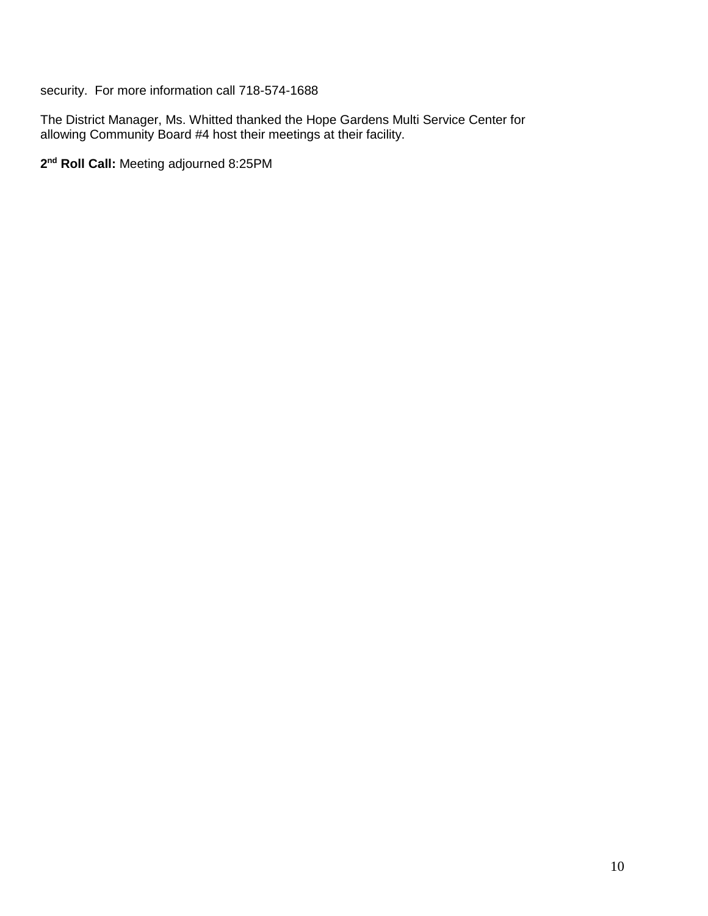security. For more information call 718-574-1688

The District Manager, Ms. Whitted thanked the Hope Gardens Multi Service Center for allowing Community Board #4 host their meetings at their facility.

**2nd Roll Call:** Meeting adjourned 8:25PM